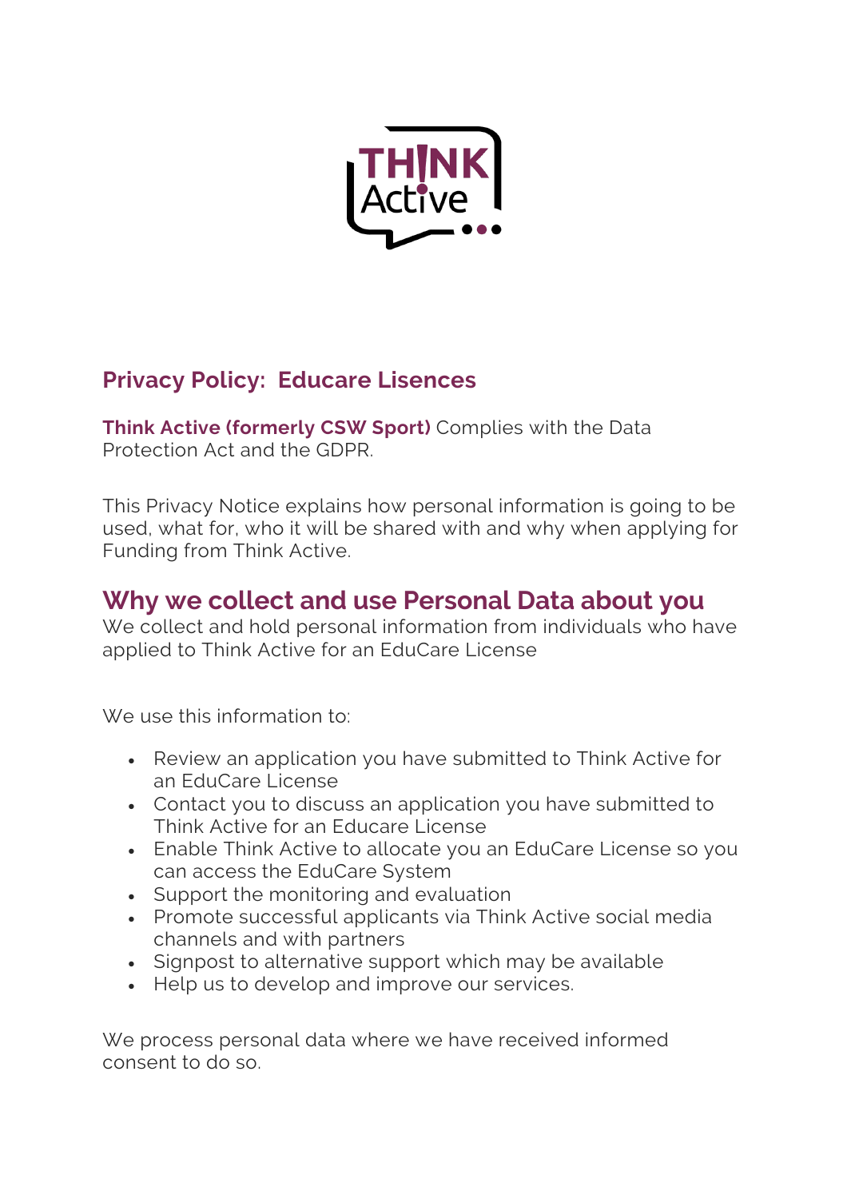## Privacy Policy: Educare Lisences

**Think Active (formerly CSW Sport)** Complies with the Data Protection Act and the GDPR.

This Privacy Notice explains how personal information is going to be used, what for, who it will be shared with and why when applying for Funding from Think Active.

## Why we collect and use Personal Data about you

We collect and hold personal information from individuals who have applied to Think Active for an EduCare License

We use this information to:

- Review an application you have submitted to Think Active for an EduCare License
- Contact you to discuss an application you have submitted to Think Active for an Educare License
- Enable Think Active to allocate you an EduCare License so you can access the EduCare System
- Support the monitoring and evaluation
- Promote successful applicants via Think Active social media channels and with partners
- Signpost to alternative support which may be available
- Help us to develop and improve our services.

We process personal data where we have received informed consent to do so.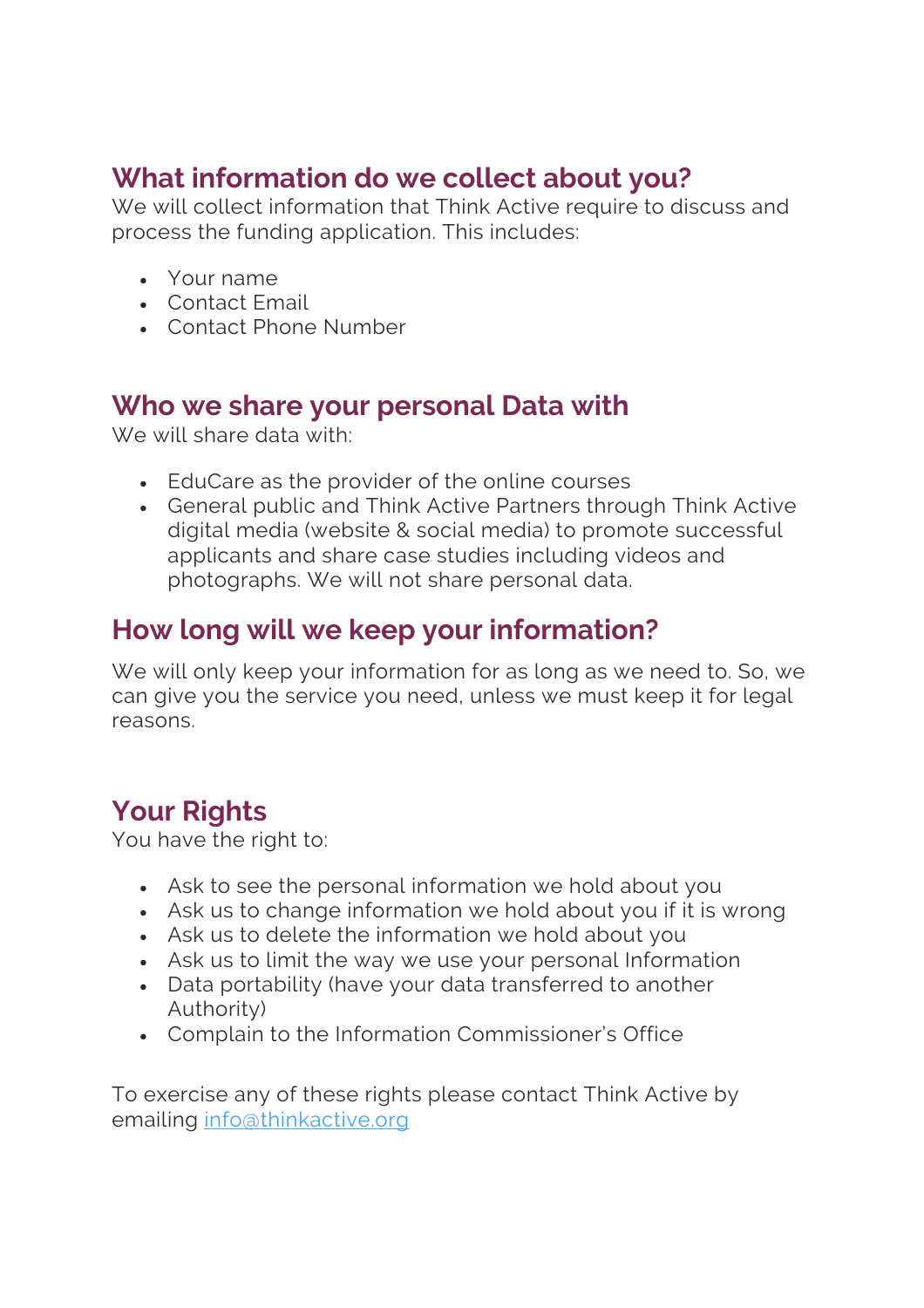## What information do we collect about you?

We will collect information that Think Active require to discuss and process the funding application. This includes:

- Your name
- Contact Email
- Contact Phone Number

## Who we share your personal Data with

We will share data with:

- EduCare as the provider of the online courses
- General public and Think Active Partners through Think Active digital media (website & social media) to promote successful applicants and share case studies including videos and photographs. We will not share personal data.

## How long will we keep your information?

We will only keep your information for as long as we need to. So, we can give you the service you need, unless we must keep it for legal reasons.

## Your Rights

You have the right to:

- Ask to see the personal information we hold about you
- Ask us to change information we hold about you if it is wrong
- Ask us to delete the information we hold about you
- Ask us to limit the way we use your personal Information
- Data portability (have your data transferred to another Authority)
- Complain to the Information Commissioner's Office

To exercise any of these rights please contact Think Active by emailing [info@thinkactive.org](mailto:info@thinkactive.org)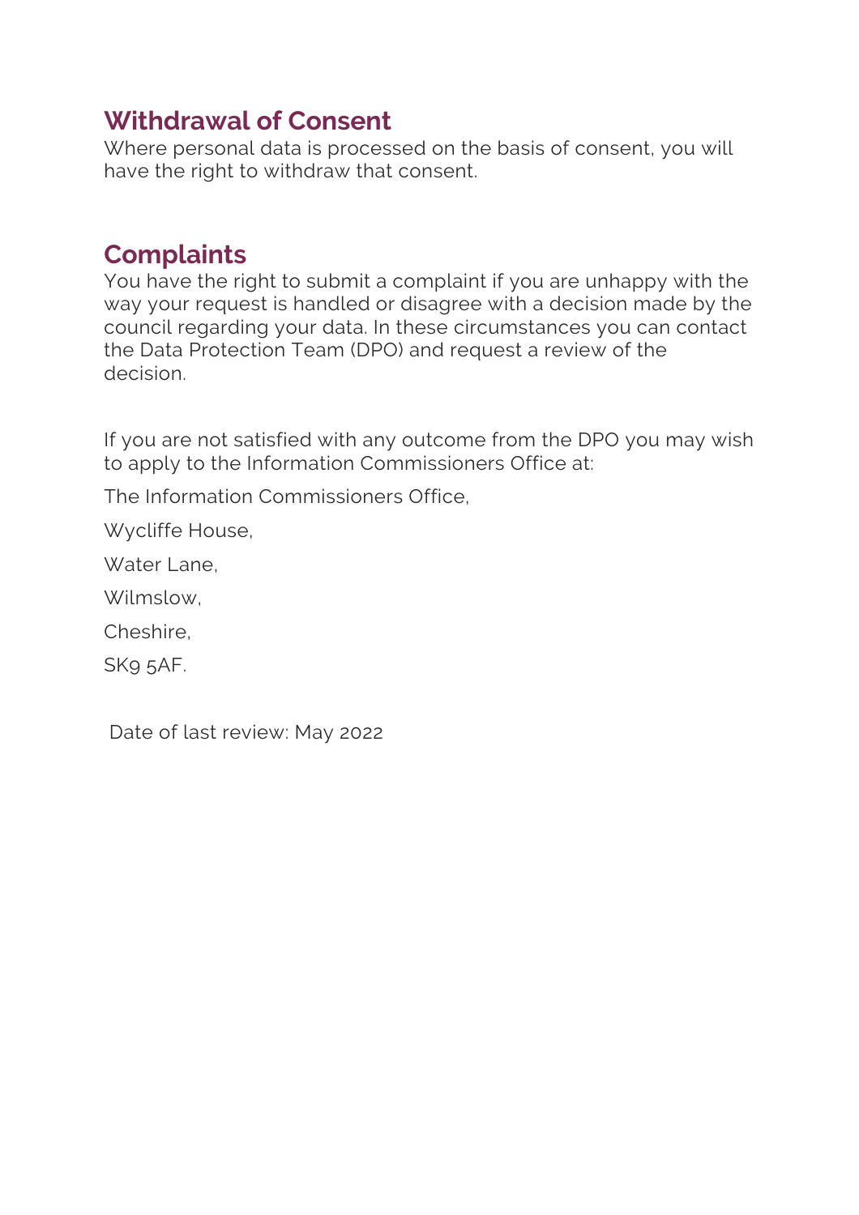## Withdrawal of Consent

Where personal data is processed on the basis of consent, you will have the right to withdraw that consent.

## Complaints

You have the right to submit a complaint if you are unhappy with the way your request is handled or disagree with a decision made by the council regarding your data. In these circumstances you can contact the Data Protection Team (DPO) and request a review of the decision.

If you are not satisfied with any outcome from the DPO you may wish to apply to the Information Commissioners Office at:

The Information Commissioners Office,

Wycliffe House,

Water Lane,

Wilmslow,

Cheshire,

SK9 5AF.

Date of last review: May 2022